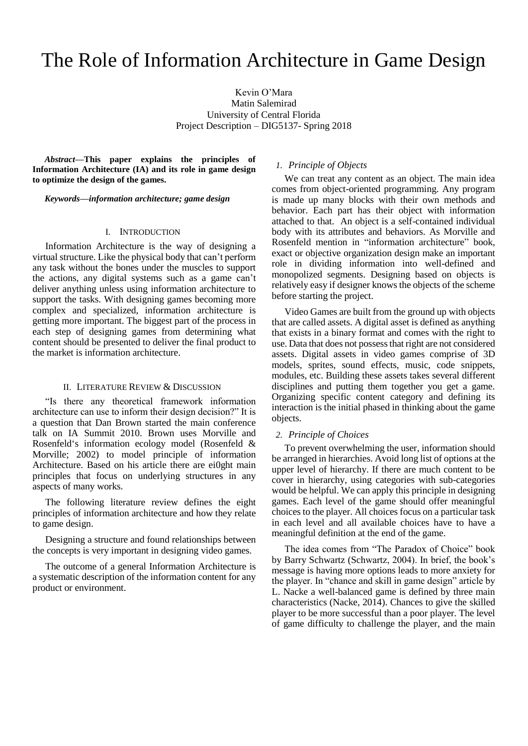# The Role of Information Architecture in Game Design

Kevin O'Mara
Matin Salemirad
University of Central Florida
Project Description – DIG5137- Spring 2018

***Abstract*—This paper explains the principles of Information Architecture (IA) and its role in game design to optimize the design of the games.**

***Keywords*—*information architecture; game design***

## I. Introduction

Information Architecture is the way of designing a virtual structure. Like the physical body that can't perform any task without the bones under the muscles to support the actions, any digital systems such as a game can't deliver anything unless using information architecture to support the tasks. With designing games becoming more complex and specialized, information architecture is getting more important. The biggest part of the process in each step of designing games from determining what content should be presented to deliver the final product to the market is information architecture.

## II. Literature Review & Discussion

"Is there any theoretical framework information architecture can use to inform their design decision?" It is a question that Dan Brown started the main conference talk on IA Summit 2010. Brown uses Morville and Rosenfeld's information ecology model (Rosenfeld & Morville; 2002) to model principle of information Architecture. Based on his article there are ei0ght main principles that focus on underlying structures in any aspects of many works.

The following literature review defines the eight principles of information architecture and how they relate to game design.

Designing a structure and found relationships between the concepts is very important in designing video games.

The outcome of a general Information Architecture is a systematic description of the information content for any product or environment.

### *1. Principle of Objects*

We can treat any content as an object. The main idea comes from object-oriented programming. Any program is made up many blocks with their own methods and behavior. Each part has their object with information attached to that. An object is a self-contained individual body with its attributes and behaviors. As Morville and Rosenfeld mention in "information architecture" book, exact or objective organization design make an important role in dividing information into well-defined and monopolized segments. Designing based on objects is relatively easy if designer knows the objects of the scheme before starting the project.

Video Games are built from the ground up with objects that are called assets. A digital asset is defined as anything that exists in a binary format and comes with the right to use. Data that does not possess that right are not considered assets. Digital assets in video games comprise of 3D models, sprites, sound effects, music, code snippets, modules, etc. Building these assets takes several different disciplines and putting them together you get a game. Organizing specific content category and defining its interaction is the initial phased in thinking about the game objects.

### *2. Principle of Choices*

To prevent overwhelming the user, information should be arranged in hierarchies. Avoid long list of options at the upper level of hierarchy. If there are much content to be cover in hierarchy, using categories with sub-categories would be helpful. We can apply this principle in designing games. Each level of the game should offer meaningful choices to the player. All choices focus on a particular task in each level and all available choices have to have a meaningful definition at the end of the game.

The idea comes from "The Paradox of Choice" book by Barry Schwartz (Schwartz, 2004). In brief, the book's message is having more options leads to more anxiety for the player. In "chance and skill in game design" article by L. Nacke a well-balanced game is defined by three main characteristics (Nacke, 2014). Chances to give the skilled player to be more successful than a poor player. The level of game difficulty to challenge the player, and the main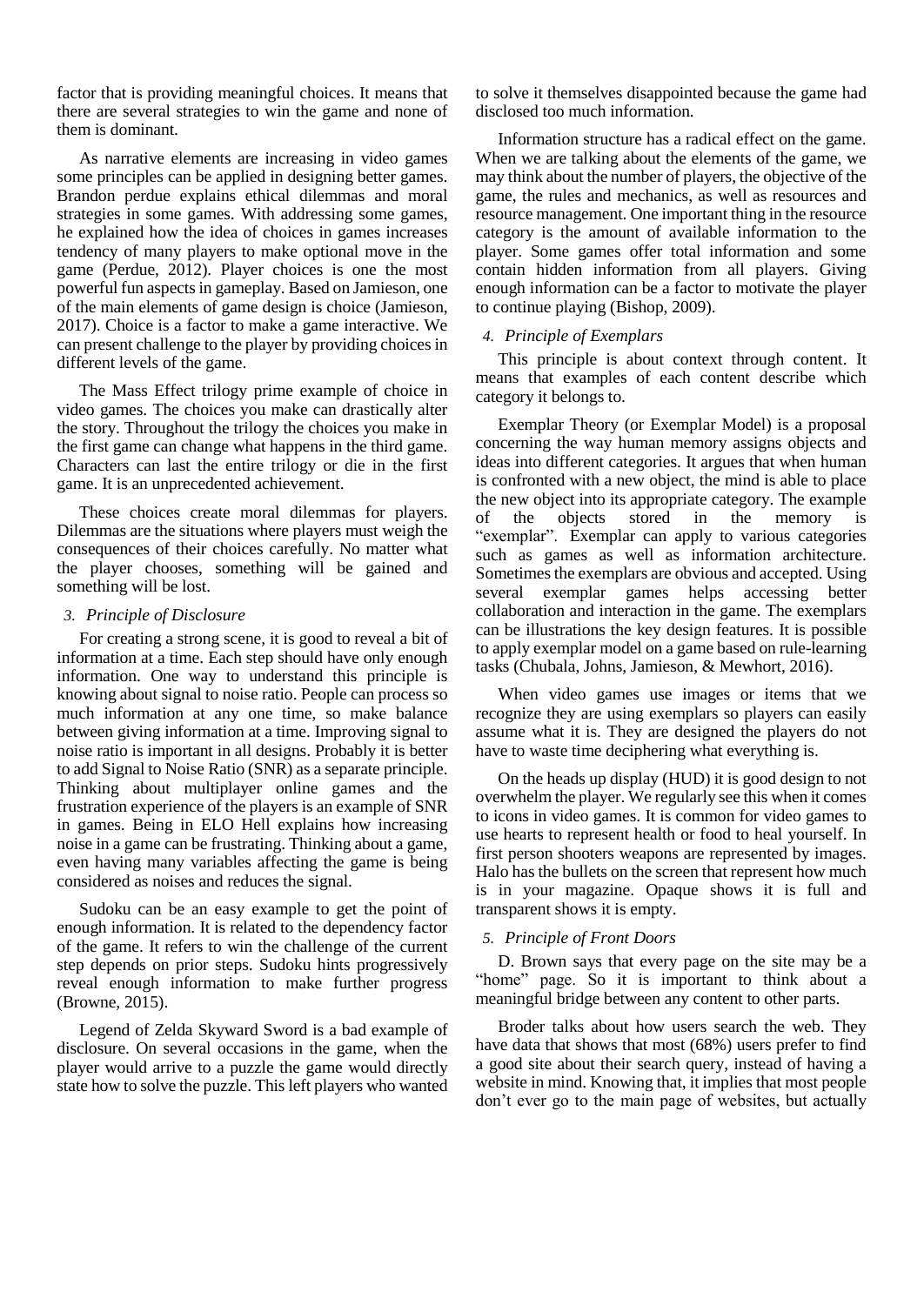factor that is providing meaningful choices. It means that there are several strategies to win the game and none of them is dominant.

As narrative elements are increasing in video games some principles can be applied in designing better games. Brandon perdue explains ethical dilemmas and moral strategies in some games. With addressing some games, he explained how the idea of choices in games increases tendency of many players to make optional move in the game (Perdue, 2012). Player choices is one the most powerful fun aspects in gameplay. Based on Jamieson, one of the main elements of game design is choice (Jamieson, 2017). Choice is a factor to make a game interactive. We can present challenge to the player by providing choices in different levels of the game.

The Mass Effect trilogy prime example of choice in video games. The choices you make can drastically alter the story. Throughout the trilogy the choices you make in the first game can change what happens in the third game. Characters can last the entire trilogy or die in the first game. It is an unprecedented achievement.

These choices create moral dilemmas for players. Dilemmas are the situations where players must weigh the consequences of their choices carefully. No matter what the player chooses, something will be gained and something will be lost.

### 3. *Principle of Disclosure*

For creating a strong scene, it is good to reveal a bit of information at a time. Each step should have only enough information. One way to understand this principle is knowing about signal to noise ratio. People can process so much information at any one time, so make balance between giving information at a time. Improving signal to noise ratio is important in all designs. Probably it is better to add Signal to Noise Ratio (SNR) as a separate principle. Thinking about multiplayer online games and the frustration experience of the players is an example of SNR in games. Being in ELO Hell explains how increasing noise in a game can be frustrating. Thinking about a game, even having many variables affecting the game is being considered as noises and reduces the signal.

Sudoku can be an easy example to get the point of enough information. It is related to the dependency factor of the game. It refers to win the challenge of the current step depends on prior steps. Sudoku hints progressively reveal enough information to make further progress (Browne, 2015).

Legend of Zelda Skyward Sword is a bad example of disclosure. On several occasions in the game, when the player would arrive to a puzzle the game would directly state how to solve the puzzle. This left players who wanted to solve it themselves disappointed because the game had disclosed too much information.

Information structure has a radical effect on the game. When we are talking about the elements of the game, we may think about the number of players, the objective of the game, the rules and mechanics, as well as resources and resource management. One important thing in the resource category is the amount of available information to the player. Some games offer total information and some contain hidden information from all players. Giving enough information can be a factor to motivate the player to continue playing (Bishop, 2009).

### 4. *Principle of Exemplars*

This principle is about context through content. It means that examples of each content describe which category it belongs to.

Exemplar Theory (or Exemplar Model) is a proposal concerning the way human memory assigns objects and ideas into different categories. It argues that when human is confronted with a new object, the mind is able to place the new object into its appropriate category. The example of the objects stored in the memory is "exemplar". Exemplar can apply to various categories such as games as well as information architecture. Sometimes the exemplars are obvious and accepted. Using several exemplar games helps accessing better collaboration and interaction in the game. The exemplars can be illustrations the key design features. It is possible to apply exemplar model on a game based on rule-learning tasks (Chubala, Johns, Jamieson, & Mewhort, 2016).

When video games use images or items that we recognize they are using exemplars so players can easily assume what it is. They are designed the players do not have to waste time deciphering what everything is.

On the heads up display (HUD) it is good design to not overwhelm the player. We regularly see this when it comes to icons in video games. It is common for video games to use hearts to represent health or food to heal yourself. In first person shooters weapons are represented by images. Halo has the bullets on the screen that represent how much is in your magazine. Opaque shows it is full and transparent shows it is empty.

### 5. *Principle of Front Doors*

D. Brown says that every page on the site may be a "home" page. So it is important to think about a meaningful bridge between any content to other parts.

Broder talks about how users search the web. They have data that shows that most (68%) users prefer to find a good site about their search query, instead of having a website in mind. Knowing that, it implies that most people don't ever go to the main page of websites, but actually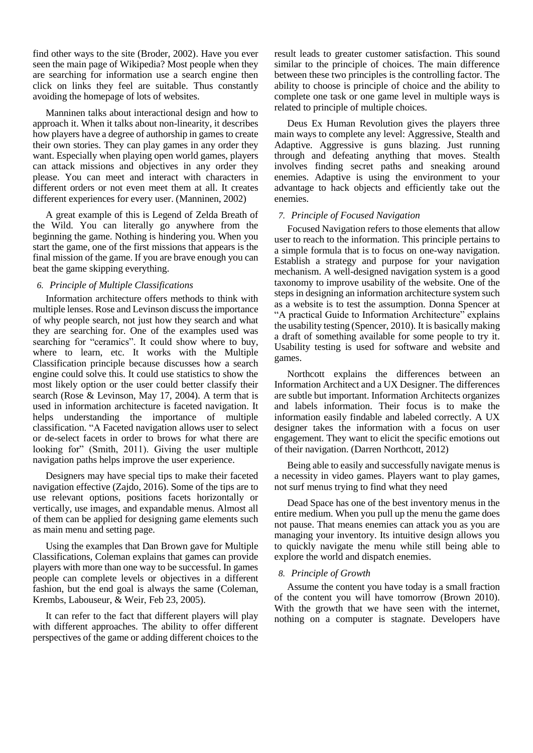find other ways to the site (Broder, 2002). Have you ever seen the main page of Wikipedia? Most people when they are searching for information use a search engine then click on links they feel are suitable. Thus constantly avoiding the homepage of lots of websites.

Manninen talks about interactional design and how to approach it. When it talks about non-linearity, it describes how players have a degree of authorship in games to create their own stories. They can play games in any order they want. Especially when playing open world games, players can attack missions and objectives in any order they please. You can meet and interact with characters in different orders or not even meet them at all. It creates different experiences for every user. (Manninen, 2002)

A great example of this is Legend of Zelda Breath of the Wild. You can literally go anywhere from the beginning the game. Nothing is hindering you. When you start the game, one of the first missions that appears is the final mission of the game. If you are brave enough you can beat the game skipping everything.

### 6. *Principle of Multiple Classifications*

Information architecture offers methods to think with multiple lenses. Rose and Levinson discuss the importance of why people search, not just how they search and what they are searching for. One of the examples used was searching for "ceramics". It could show where to buy, where to learn, etc. It works with the Multiple Classification principle because discusses how a search engine could solve this. It could use statistics to show the most likely option or the user could better classify their search (Rose & Levinson, May 17, 2004). A term that is used in information architecture is faceted navigation. It helps understanding the importance of multiple classification. "A Faceted navigation allows user to select or de-select facets in order to brows for what there are looking for" (Smith, 2011). Giving the user multiple navigation paths helps improve the user experience.

Designers may have special tips to make their faceted navigation effective (Zajdo, 2016). Some of the tips are to use relevant options, positions facets horizontally or vertically, use images, and expandable menus. Almost all of them can be applied for designing game elements such as main menu and setting page.

Using the examples that Dan Brown gave for Multiple Classifications, Coleman explains that games can provide players with more than one way to be successful. In games people can complete levels or objectives in a different fashion, but the end goal is always the same (Coleman, Krembs, Labouseur, & Weir, Feb 23, 2005).

It can refer to the fact that different players will play with different approaches. The ability to offer different perspectives of the game or adding different choices to the result leads to greater customer satisfaction. This sound similar to the principle of choices. The main difference between these two principles is the controlling factor. The ability to choose is principle of choice and the ability to complete one task or one game level in multiple ways is related to principle of multiple choices.

Deus Ex Human Revolution gives the players three main ways to complete any level: Aggressive, Stealth and Adaptive. Aggressive is guns blazing. Just running through and defeating anything that moves. Stealth involves finding secret paths and sneaking around enemies. Adaptive is using the environment to your advantage to hack objects and efficiently take out the enemies.

### 7. *Principle of Focused Navigation*

Focused Navigation refers to those elements that allow user to reach to the information. This principle pertains to a simple formula that is to focus on one-way navigation. Establish a strategy and purpose for your navigation mechanism. A well-designed navigation system is a good taxonomy to improve usability of the website. One of the steps in designing an information architecture system such as a website is to test the assumption. Donna Spencer at "A practical Guide to Information Architecture" explains the usability testing (Spencer, 2010). It is basically making a draft of something available for some people to try it. Usability testing is used for software and website and games.

Northcott explains the differences between an Information Architect and a UX Designer. The differences are subtle but important. Information Architects organizes and labels information. Their focus is to make the information easily findable and labeled correctly. A UX designer takes the information with a focus on user engagement. They want to elicit the specific emotions out of their navigation. (Darren Northcott, 2012)

Being able to easily and successfully navigate menus is a necessity in video games. Players want to play games, not surf menus trying to find what they need

Dead Space has one of the best inventory menus in the entire medium. When you pull up the menu the game does not pause. That means enemies can attack you as you are managing your inventory. Its intuitive design allows you to quickly navigate the menu while still being able to explore the world and dispatch enemies.

### 8. *Principle of Growth*

Assume the content you have today is a small fraction of the content you will have tomorrow (Brown 2010). With the growth that we have seen with the internet, nothing on a computer is stagnate. Developers have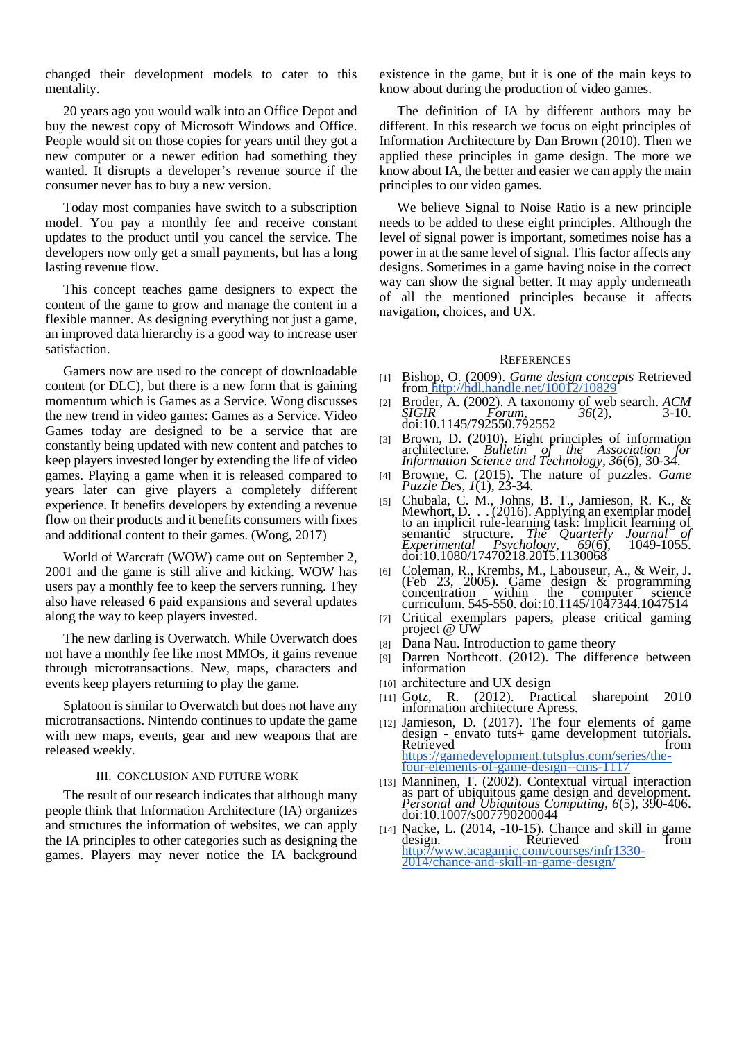changed their development models to cater to this mentality.

20 years ago you would walk into an Office Depot and buy the newest copy of Microsoft Windows and Office. People would sit on those copies for years until they got a new computer or a newer edition had something they wanted. It disrupts a developer's revenue source if the consumer never has to buy a new version.

Today most companies have switch to a subscription model. You pay a monthly fee and receive constant updates to the product until you cancel the service. The developers now only get a small payments, but has a long lasting revenue flow.

This concept teaches game designers to expect the content of the game to grow and manage the content in a flexible manner. As designing everything not just a game, an improved data hierarchy is a good way to increase user satisfaction.

Gamers now are used to the concept of downloadable content (or DLC), but there is a new form that is gaining momentum which is Games as a Service. Wong discusses the new trend in video games: Games as a Service. Video Games today are designed to be a service that are constantly being updated with new content and patches to keep players invested longer by extending the life of video games. Playing a game when it is released compared to years later can give players a completely different experience. It benefits developers by extending a revenue flow on their products and it benefits consumers with fixes and additional content to their games. (Wong, 2017)

World of Warcraft (WOW) came out on September 2, 2001 and the game is still alive and kicking. WOW has users pay a monthly fee to keep the servers running. They also have released 6 paid expansions and several updates along the way to keep players invested.

The new darling is Overwatch. While Overwatch does not have a monthly fee like most MMOs, it gains revenue through microtransactions. New, maps, characters and events keep players returning to play the game.

Splatoon is similar to Overwatch but does not have any microtransactions. Nintendo continues to update the game with new maps, events, gear and new weapons that are released weekly.

## III. Conclusion and Future Work

The result of our research indicates that although many people think that Information Architecture (IA) organizes and structures the information of websites, we can apply the IA principles to other categories such as designing the games. Players may never notice the IA background existence in the game, but it is one of the main keys to know about during the production of video games.

The definition of IA by different authors may be different. In this research we focus on eight principles of Information Architecture by Dan Brown (2010). Then we applied these principles in game design. The more we know about IA, the better and easier we can apply the main principles to our video games.

We believe Signal to Noise Ratio is a new principle needs to be added to these eight principles. Although the level of signal power is important, sometimes noise has a power in at the same level of signal. This factor affects any designs. Sometimes in a game having noise in the correct way can show the signal better. It may apply underneath of all the mentioned principles because it affects navigation, choices, and UX.

## References

[1] Bishop, O. (2009). *Game design concepts* Retrieved from http://hdl.handle.net/10012/10829

[2] Broder, A. (2002). A taxonomy of web search. *ACM SIGIR Forum, 36*(2), 3-10. doi:10.1145/792550.792552

[3] Brown, D. (2010). Eight principles of information architecture. *Bulletin of the Association for Information Science and Technology, 36*(6), 30-34.

[4] Browne, C. (2015). The nature of puzzles. *Game Puzzle Des, 1*(1), 23-34.

[5] Chubala, C. M., Johns, B. T., Jamieson, R. K., & Mewhort, D. . . (2016). Applying an exemplar model to an implicit rule-learning task: Implicit learning of semantic structure. *The Quarterly Journal of Experimental Psychology, 69*(6), 1049-1055. doi:10.1080/17470218.2015.1130068

[6] Coleman, R., Krembs, M., Labouseur, A., & Weir, J. (Feb 23, 2005). Game design & programming concentration within the computer science curriculum. 545-550. doi:10.1145/1047344.1047514

[7] Critical exemplars papers, please critical gaming project @ UW

[8] Dana Nau. Introduction to game theory

[9] Darren Northcott. (2012). The difference between information

[10] architecture and UX design

[11] Gotz, R. (2012). Practical sharepoint 2010 information architecture Apress.

[12] Jamieson, D. (2017). The four elements of game design - envato tuts+ game development tutorials. Retrieved from https://gamedevelopment.tutsplus.com/series/the-four-elements-of-game-design--cms-1117

[13] Manninen, T. (2002). Contextual virtual interaction as part of ubiquitous game design and development. *Personal and Ubiquitous Computing, 6*(5), 390-406. doi:10.1007/s007790200044

[14] Nacke, L. (2014, -10-15). Chance and skill in game design. Retrieved from http://www.acagamic.com/courses/infr1330-2014/chance-and-skill-in-game-design/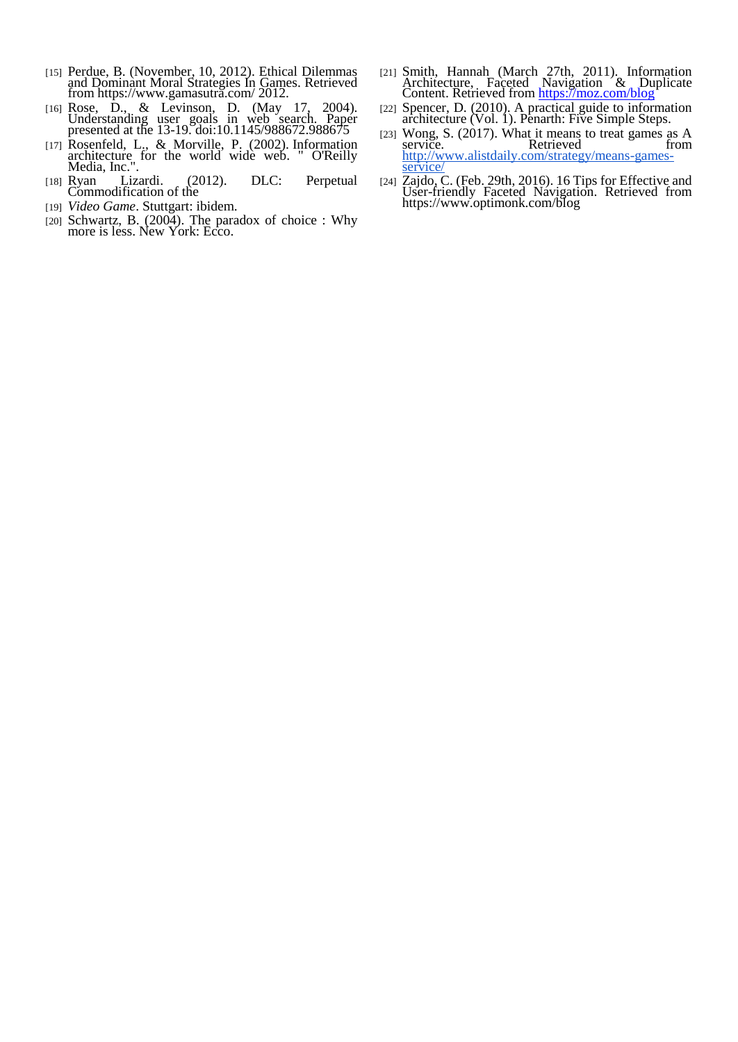[15] Perdue, B. (November, 10, 2012). Ethical Dilemmas and Dominant Moral Strategies In Games. Retrieved from https://www.gamasutra.com/ 2012.

[16] Rose, D., & Levinson, D. (May 17, 2004). Understanding user goals in web search. Paper presented at the 13-19. doi:10.1145/988672.988675

[17] Rosenfeld, L., & Morville, P. (2002). Information architecture for the world wide web. " O'Reilly Media, Inc.".

[18] Ryan Lizardi. (2012). DLC: Perpetual Commodification of the

[19] *Video Game*. Stuttgart: ibidem.

[20] Schwartz, B. (2004). The paradox of choice : Why more is less. New York: Ecco.

[21] Smith, Hannah (March 27th, 2011). Information Architecture, Faceted Navigation & Duplicate Content. Retrieved from https://moz.com/blog

[22] Spencer, D. (2010). A practical guide to information architecture (Vol. 1). Penarth: Five Simple Steps.

[23] Wong, S. (2017). What it means to treat games as A service. Retrieved from http://www.alistdaily.com/strategy/means-games-service/

[24] Zajdo, C. (Feb. 29th, 2016). 16 Tips for Effective and User-friendly Faceted Navigation. Retrieved from https://www.optimonk.com/blog